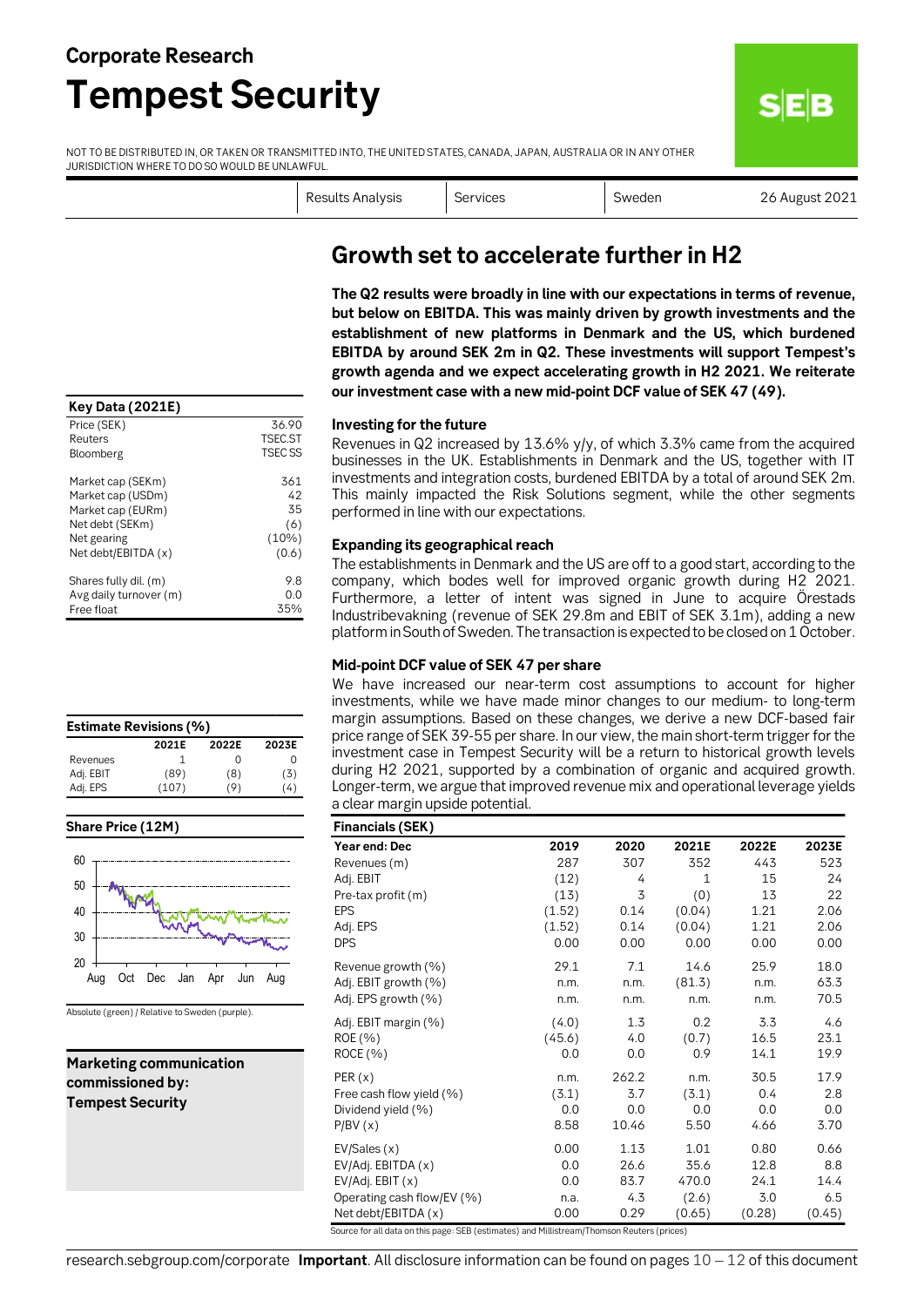# Corporate Research

# Tempest Security

NOT TO BE DISTRIBUTED IN, OR TAKEN OR TRANSMITTED INTO, THE UNITED STATES, CANADA, JAPAN, AUSTRALIA OR IN ANY OTHER JURISDICTION WHERE TO DO SO WOULD BE UNLAWFUL.

Results Analysis | Services | Sweden | 26 August 2021

## Growth set to accelerate further in H2

**The Q2 results were broadly in line with our expectations in terms of revenue, but below on EBITDA. This was mainly driven by growth investments and the establishment of new platforms in Denmark and the US, which burdened EBITDA by around SEK 2m in Q2. These investments will support Tempest's growth agenda and we expect accelerating growth in H2 2021. We reiterate our investment case with a new mid-point DCF value of SEK 47 (49).**

### Investing for the future

Revenues in Q2 increased by 13.6% y/y, of which 3.3% came from the acquired businesses in the UK. Establishments in Denmark and the US, together with IT investments and integration costs, burdened EBITDA by a total of around SEK 2m. This mainly impacted the Risk Solutions segment, while the other segments performed in line with our expectations.

### Expanding its geographical reach

The establishments in Denmark and the US are off to a good start, according to the company, which bodes well for improved organic growth during H2 2021. Furthermore, a letter of intent was signed in June to acquire Örestads Industribevakning (revenue of SEK 29.8m and EBIT of SEK 3.1m), adding a new platform in South of Sweden. The transaction is expected to be closed on 1 October.

### Mid-point DCF value of SEK 47 per share

We have increased our near-term cost assumptions to account for higher investments, while we have made minor changes to our medium- to long-term margin assumptions. Based on these changes, we derive a new DCF-based fair price range of SEK 39-55 per share. In our view, the main short-term trigger for the investment case in Tempest Security will be a return to historical growth levels during H2 2021, supported by a combination of organic and acquired growth. Longer-term, we argue that improved revenue mix and operational leverage yields a clear margin upside potential.

**Key Data (2021E)**

| | |
|---|---|
| Price (SEK) | 36.90 |
| Reuters | TSEC.ST |
| Bloomberg | TSEC SS |
| Market cap (SEKm) | 361 |
| Market cap (USDm) | 42 |
| Market cap (EURm) | 35 |
| Net debt (SEKm) | (6) |
| Net gearing | (10%) |
| Net debt/EBITDA (x) | (0.6) |
| Shares fully dil. (m) | 9.8 |
| Avg daily turnover (m) | 0.0 |
| Free float | 35% |

**Estimate Revisions (%)**

| | 2021E | 2022E | 2023E |
|---|---|---|---|
| Revenues | 1 | 0 | 0 |
| Adj. EBIT | (89) | (8) | (3) |
| Adj. EPS | (107) | (9) | (4) |

**Share Price (12M)**

Absolute (green) / Relative to Sweden (purple).

**Marketing communication commissioned by: Tempest Security**

**Financials (SEK)**

| Year end: Dec | 2019 | 2020 | 2021E | 2022E | 2023E |
|---|---|---|---|---|---|
| Revenues (m) | 287 | 307 | 352 | 443 | 523 |
| Adj. EBIT | (12) | 4 | 1 | 15 | 24 |
| Pre-tax profit (m) | (13) | 3 | (0) | 13 | 22 |
| EPS | (1.52) | 0.14 | (0.04) | 1.21 | 2.06 |
| Adj. EPS | (1.52) | 0.14 | (0.04) | 1.21 | 2.06 |
| DPS | 0.00 | 0.00 | 0.00 | 0.00 | 0.00 |
| Revenue growth (%) | 29.1 | 7.1 | 14.6 | 25.9 | 18.0 |
| Adj. EBIT growth (%) | n.m. | n.m. | (81.3) | n.m. | 63.3 |
| Adj. EPS growth (%) | n.m. | n.m. | n.m. | n.m. | 70.5 |
| Adj. EBIT margin (%) | (4.0) | 1.3 | 0.2 | 3.3 | 4.6 |
| ROE (%) | (45.6) | 4.0 | (0.7) | 16.5 | 23.1 |
| ROCE (%) | 0.0 | 0.0 | 0.9 | 14.1 | 19.9 |
| PER (x) | n.m. | 262.2 | n.m. | 30.5 | 17.9 |
| Free cash flow yield (%) | (3.1) | 3.7 | (3.1) | 0.4 | 2.8 |
| Dividend yield (%) | 0.0 | 0.0 | 0.0 | 0.0 | 0.0 |
| P/BV (x) | 8.58 | 10.46 | 5.50 | 4.66 | 3.70 |
| EV/Sales (x) | 0.00 | 1.13 | 1.01 | 0.80 | 0.66 |
| EV/Adj. EBITDA (x) | 0.0 | 26.6 | 35.6 | 12.8 | 8.8 |
| EV/Adj. EBIT (x) | 0.0 | 83.7 | 470.0 | 24.1 | 14.4 |
| Operating cash flow/EV (%) | n.a. | 4.3 | (2.6) | 3.0 | 6.5 |
| Net debt/EBITDA (x) | 0.00 | 0.29 | (0.65) | (0.28) | (0.45) |

Source for all data on this page: SEB (estimates) and Millistream/Thomson Reuters (prices)

research.sebgroup.com/corporate **Important**. All disclosure information can be found on pages 10 – 12 of this document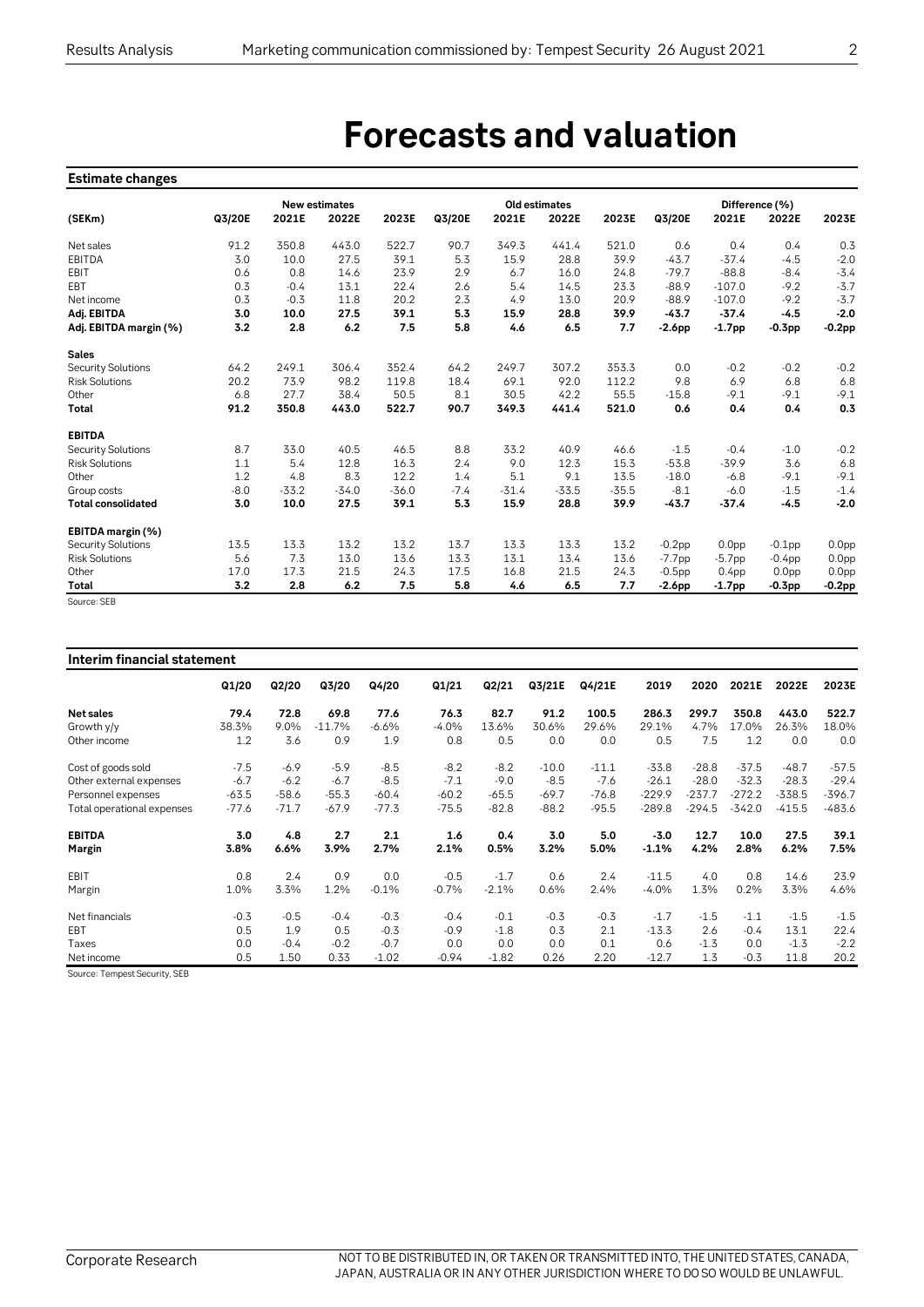# Forecasts and valuation

**Estimate changes**

| (SEKm) | New estimates | | | | Old estimates | | | | Difference (%) | | | |
|---|---|---|---|---|---|---|---|---|---|---|---|---|
| | Q3/20E | 2021E | 2022E | 2023E | Q3/20E | 2021E | 2022E | 2023E | Q3/20E | 2021E | 2022E | 2023E |
| Net sales | 91.2 | 350.8 | 443.0 | 522.7 | 90.7 | 349.3 | 441.4 | 521.0 | 0.6 | 0.4 | 0.4 | 0.3 |
| EBITDA | 3.0 | 10.0 | 27.5 | 39.1 | 5.3 | 15.9 | 28.8 | 39.9 | -43.7 | -37.4 | -4.5 | -2.0 |
| EBIT | 0.6 | 0.8 | 14.6 | 23.9 | 2.9 | 6.7 | 16.0 | 24.8 | -79.7 | -88.8 | -8.4 | -3.4 |
| EBT | 0.3 | -0.4 | 13.1 | 22.4 | 2.6 | 5.4 | 14.5 | 23.3 | -88.9 | -107.0 | -9.2 | -3.7 |
| Net income | 0.3 | -0.3 | 11.8 | 20.2 | 2.3 | 4.9 | 13.0 | 20.9 | -88.9 | -107.0 | -9.2 | -3.7 |
| **Adj. EBITDA** | **3.0** | **10.0** | **27.5** | **39.1** | **5.3** | **15.9** | **28.8** | **39.9** | **-43.7** | **-37.4** | **-4.5** | **-2.0** |
| **Adj. EBITDA margin (%)** | **3.2** | **2.8** | **6.2** | **7.5** | **5.8** | **4.6** | **6.5** | **7.7** | **-2.6pp** | **-1.7pp** | **-0.3pp** | **-0.2pp** |
| **Sales** | | | | | | | | | | | | |
| Security Solutions | 64.2 | 249.1 | 306.4 | 352.4 | 64.2 | 249.7 | 307.2 | 353.3 | 0.0 | -0.2 | -0.2 | -0.2 |
| Risk Solutions | 20.2 | 73.9 | 98.2 | 119.8 | 18.4 | 69.1 | 92.0 | 112.2 | 9.8 | 6.9 | 6.8 | 6.8 |
| Other | 6.8 | 27.7 | 38.4 | 50.5 | 8.1 | 30.5 | 42.2 | 55.5 | -15.8 | -9.1 | -9.1 | -9.1 |
| **Total** | **91.2** | **350.8** | **443.0** | **522.7** | **90.7** | **349.3** | **441.4** | **521.0** | **0.6** | **0.4** | **0.4** | **0.3** |
| **EBITDA** | | | | | | | | | | | | |
| Security Solutions | 8.7 | 33.0 | 40.5 | 46.5 | 8.8 | 33.2 | 40.9 | 46.6 | -1.5 | -0.4 | -1.0 | -0.2 |
| Risk Solutions | 1.1 | 5.4 | 12.8 | 16.3 | 2.4 | 9.0 | 12.3 | 15.3 | -53.8 | -39.9 | 3.6 | 6.8 |
| Other | 1.2 | 4.8 | 8.3 | 12.2 | 1.4 | 5.1 | 9.1 | 13.5 | -18.0 | -6.8 | -9.1 | -9.1 |
| Group costs | -8.0 | -33.2 | -34.0 | -36.0 | -7.4 | -31.4 | -33.5 | -35.5 | -8.1 | -6.0 | -1.5 | -1.4 |
| **Total consolidated** | **3.0** | **10.0** | **27.5** | **39.1** | **5.3** | **15.9** | **28.8** | **39.9** | **-43.7** | **-37.4** | **-4.5** | **-2.0** |
| **EBITDA margin (%)** | | | | | | | | | | | | |
| Security Solutions | 13.5 | 13.3 | 13.2 | 13.2 | 13.7 | 13.3 | 13.3 | 13.2 | -0.2pp | 0.0pp | -0.1pp | 0.0pp |
| Risk Solutions | 5.6 | 7.3 | 13.0 | 13.6 | 13.3 | 13.1 | 13.4 | 13.6 | -7.7pp | -5.7pp | -0.4pp | 0.0pp |
| Other | 17.0 | 17.3 | 21.5 | 24.3 | 17.5 | 16.8 | 21.5 | 24.3 | -0.5pp | 0.4pp | 0.0pp | 0.0pp |
| **Total** | **3.2** | **2.8** | **6.2** | **7.5** | **5.8** | **4.6** | **6.5** | **7.7** | **-2.6pp** | **-1.7pp** | **-0.3pp** | **-0.2pp** |

Source: SEB

**Interim financial statement**

| | Q1/20 | Q2/20 | Q3/20 | Q4/20 | Q1/21 | Q2/21 | Q3/21E | Q4/21E | 2019 | 2020 | 2021E | 2022E | 2023E |
|---|---|---|---|---|---|---|---|---|---|---|---|---|---|
| **Net sales** | **79.4** | **72.8** | **69.8** | **77.6** | **76.3** | **82.7** | **91.2** | **100.5** | **286.3** | **299.7** | **350.8** | **443.0** | **522.7** |
| Growth y/y | 38.3% | 9.0% | -11.7% | -6.6% | -4.0% | 13.6% | 30.6% | 29.6% | 29.1% | 4.7% | 17.0% | 26.3% | 18.0% |
| Other income | 1.2 | 3.6 | 0.9 | 1.9 | 0.8 | 0.5 | 0.0 | 0.0 | 0.5 | 7.5 | 1.2 | 0.0 | 0.0 |
| Cost of goods sold | -7.5 | -6.9 | -5.9 | -8.5 | -8.2 | -8.2 | -10.0 | -11.1 | -33.8 | -28.8 | -37.5 | -48.7 | -57.5 |
| Other external expenses | -6.7 | -6.2 | -6.7 | -8.5 | -7.1 | -9.0 | -8.5 | -7.6 | -26.1 | -28.0 | -32.3 | -28.3 | -29.4 |
| Personnel expenses | -63.5 | -58.6 | -55.3 | -60.4 | -60.2 | -65.5 | -69.7 | -76.8 | -229.9 | -237.7 | -272.2 | -338.5 | -396.7 |
| Total operational expenses | -77.6 | -71.7 | -67.9 | -77.3 | -75.5 | -82.8 | -88.2 | -95.5 | -289.8 | -294.5 | -342.0 | -415.5 | -483.6 |
| **EBITDA** | **3.0** | **4.8** | **2.7** | **2.1** | **1.6** | **0.4** | **3.0** | **5.0** | **-3.0** | **12.7** | **10.0** | **27.5** | **39.1** |
| **Margin** | **3.8%** | **6.6%** | **3.9%** | **2.7%** | **2.1%** | **0.5%** | **3.2%** | **5.0%** | **-1.1%** | **4.2%** | **2.8%** | **6.2%** | **7.5%** |
| EBIT | 0.8 | 2.4 | 0.9 | 0.0 | -0.5 | -1.7 | 0.6 | 2.4 | -11.5 | 4.0 | 0.8 | 14.6 | 23.9 |
| Margin | 1.0% | 3.3% | 1.2% | -0.1% | -0.7% | -2.1% | 0.6% | 2.4% | -4.0% | 1.3% | 0.2% | 3.3% | 4.6% |
| Net financials | -0.3 | -0.5 | -0.4 | -0.3 | -0.4 | -0.1 | -0.3 | -0.3 | -1.7 | -1.5 | -1.1 | -1.5 | -1.5 |
| EBT | 0.5 | 1.9 | 0.5 | -0.3 | -0.9 | -1.8 | 0.3 | 2.1 | -13.3 | 2.6 | -0.4 | 13.1 | 22.4 |
| Taxes | 0.0 | -0.4 | -0.2 | -0.7 | 0.0 | 0.0 | 0.0 | 0.1 | 0.6 | -1.3 | 0.0 | -1.3 | -2.2 |
| Net income | 0.5 | 1.50 | 0.33 | -1.02 | -0.94 | -1.82 | 0.26 | 2.20 | -12.7 | 1.3 | -0.3 | 11.8 | 20.2 |

Source: Tempest Security, SEB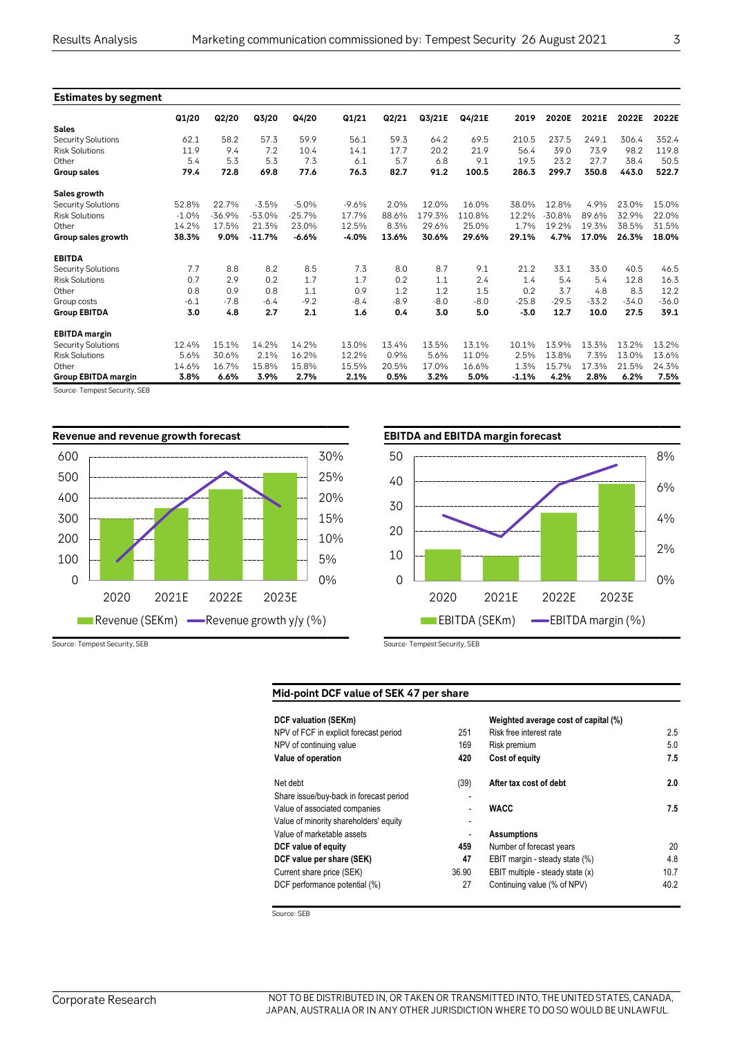## Estimates by segment

| | Q1/20 | Q2/20 | Q3/20 | Q4/20 | Q1/21 | Q2/21 | Q3/21E | Q4/21E | 2019 | 2020E | 2021E | 2022E | 2022E |
|---|---|---|---|---|---|---|---|---|---|---|---|---|---|
| **Sales** | | | | | | | | | | | | | |
| Security Solutions | 62.1 | 58.2 | 57.3 | 59.9 | 56.1 | 59.3 | 64.2 | 69.5 | 210.5 | 237.5 | 249.1 | 306.4 | 352.4 |
| Risk Solutions | 11.9 | 9.4 | 7.2 | 10.4 | 14.1 | 17.7 | 20.2 | 21.9 | 56.4 | 39.0 | 73.9 | 98.2 | 119.8 |
| Other | 5.4 | 5.3 | 5.3 | 7.3 | 6.1 | 5.7 | 6.8 | 9.1 | 19.5 | 23.2 | 27.7 | 38.4 | 50.5 |
| **Group sales** | **79.4** | **72.8** | **69.8** | **77.6** | **76.3** | **82.7** | **91.2** | **100.5** | **286.3** | **299.7** | **350.8** | **443.0** | **522.7** |
| **Sales growth** | | | | | | | | | | | | | |
| Security Solutions | 52.8% | 22.7% | -3.5% | -5.0% | -9.6% | 2.0% | 12.0% | 16.0% | 38.0% | 12.8% | 4.9% | 23.0% | 15.0% |
| Risk Solutions | -1.0% | -36.9% | -53.0% | -25.7% | 17.7% | 88.6% | 179.3% | 110.8% | 12.2% | -30.8% | 89.6% | 32.9% | 22.0% |
| Other | 14.2% | 17.5% | 21.3% | 23.0% | 12.5% | 8.3% | 29.6% | 25.0% | 1.7% | 19.2% | 19.3% | 38.5% | 31.5% |
| **Group sales growth** | **38.3%** | **9.0%** | **-11.7%** | **-6.6%** | **-4.0%** | **13.6%** | **30.6%** | **29.6%** | **29.1%** | **4.7%** | **17.0%** | **26.3%** | **18.0%** |
| **EBITDA** | | | | | | | | | | | | | |
| Security Solutions | 7.7 | 8.8 | 8.2 | 8.5 | 7.3 | 8.0 | 8.7 | 9.1 | 21.2 | 33.1 | 33.0 | 40.5 | 46.5 |
| Risk Solutions | 0.7 | 2.9 | 0.2 | 1.7 | 1.7 | 0.2 | 1.1 | 2.4 | 1.4 | 5.4 | 5.4 | 12.8 | 16.3 |
| Other | 0.8 | 0.9 | 0.8 | 1.1 | 0.9 | 1.2 | 1.2 | 1.5 | 0.2 | 3.7 | 4.8 | 8.3 | 12.2 |
| Group costs | -6.1 | -7.8 | -6.4 | -9.2 | -8.4 | -8.9 | -8.0 | -8.0 | -25.8 | -29.5 | -33.2 | -34.0 | -36.0 |
| **Group EBITDA** | **3.0** | **4.8** | **2.7** | **2.1** | **1.6** | **0.4** | **3.0** | **5.0** | **-3.0** | **12.7** | **10.0** | **27.5** | **39.1** |
| **EBITDA margin** | | | | | | | | | | | | | |
| Security Solutions | 12.4% | 15.1% | 14.2% | 14.2% | 13.0% | 13.4% | 13.5% | 13.1% | 10.1% | 13.9% | 13.3% | 13.2% | 13.2% |
| Risk Solutions | 5.6% | 30.6% | 2.1% | 16.2% | 12.2% | 0.9% | 5.6% | 11.0% | 2.5% | 13.8% | 7.3% | 13.0% | 13.6% |
| Other | 14.6% | 16.7% | 15.8% | 15.8% | 15.5% | 20.5% | 17.0% | 16.6% | 1.3% | 15.7% | 17.3% | 21.5% | 24.3% |
| **Group EBITDA margin** | **3.8%** | **6.6%** | **3.9%** | **2.7%** | **2.1%** | **0.5%** | **3.2%** | **5.0%** | **-1.1%** | **4.2%** | **2.8%** | **6.2%** | **7.5%** |

Source: Tempest Security, SEB

### Revenue and revenue growth forecast

Source: Tempest Security, SEB

### EBITDA and EBITDA margin forecast

Source: Tempest Security, SEB

### Mid-point DCF value of SEK 47 per share

| DCF valuation (SEKm) | | Weighted average cost of capital (%) | |
|---|---|---|---|
| NPV of FCF in explicit forecast period | 251 | Risk free interest rate | 2.5 |
| NPV of continuing value | 169 | Risk premium | 5.0 |
| **Value of operation** | **420** | **Cost of equity** | **7.5** |
| | | | |
| Net debt | (39) | **After tax cost of debt** | **2.0** |
| Share issue/buy-back in forecast period | - | | |
| Value of associated companies | - | **WACC** | **7.5** |
| Value of minority shareholders' equity | - | | |
| Value of marketable assets | - | **Assumptions** | |
| **DCF value of equity** | **459** | Number of forecast years | 20 |
| **DCF value per share (SEK)** | **47** | EBIT margin - steady state (%) | 4.8 |
| Current share price (SEK) | 36.90 | EBIT multiple - steady state (x) | 10.7 |
| DCF performance potential (%) | 27 | Continuing value (% of NPV) | 40.2 |

Source: SEB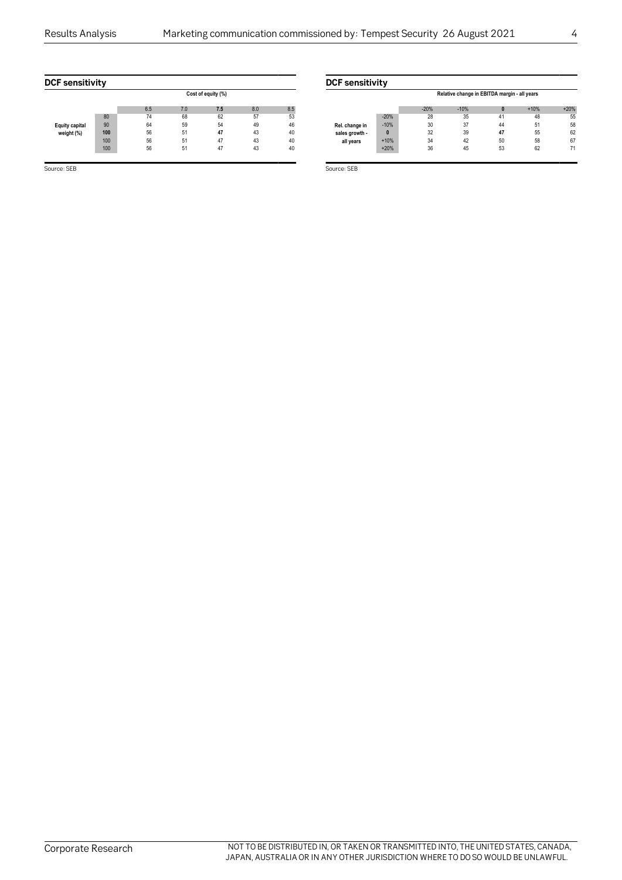## DCF sensitivity

| | | Cost of equity (%) | | | | |
|---|---|---|---|---|---|---|
| | | 6.5 | 7.0 | **7.5** | 8.0 | 8.5 |
| | 80 | 74 | 68 | 62 | 57 | 53 |
| **Equity capital** | 90 | 64 | 59 | 54 | 49 | 46 |
| **weight (%)** | **100** | 56 | 51 | **47** | 43 | 40 |
| | 100 | 56 | 51 | 47 | 43 | 40 |
| | 100 | 56 | 51 | 47 | 43 | 40 |

Source: SEB

## DCF sensitivity

| | | Relative change in EBITDA margin - all years | | | | |
|---|---|---|---|---|---|---|
| | | -20% | -10% | **0** | +10% | +20% |
| | -20% | 28 | 35 | 41 | 48 | 55 |
| **Rel. change in** | -10% | 30 | 37 | 44 | 51 | 58 |
| **sales growth -** | **0** | 32 | 39 | **47** | 55 | 62 |
| **all years** | +10% | 34 | 42 | 50 | 58 | 67 |
| | +20% | 36 | 45 | 53 | 62 | 71 |

Source: SEB

NOT TO BE DISTRIBUTED IN, OR TAKEN OR TRANSMITTED INTO, THE UNITED STATES, CANADA, JAPAN, AUSTRALIA OR IN ANY OTHER JURISDICTION WHERE TO DO SO WOULD BE UNLAWFUL.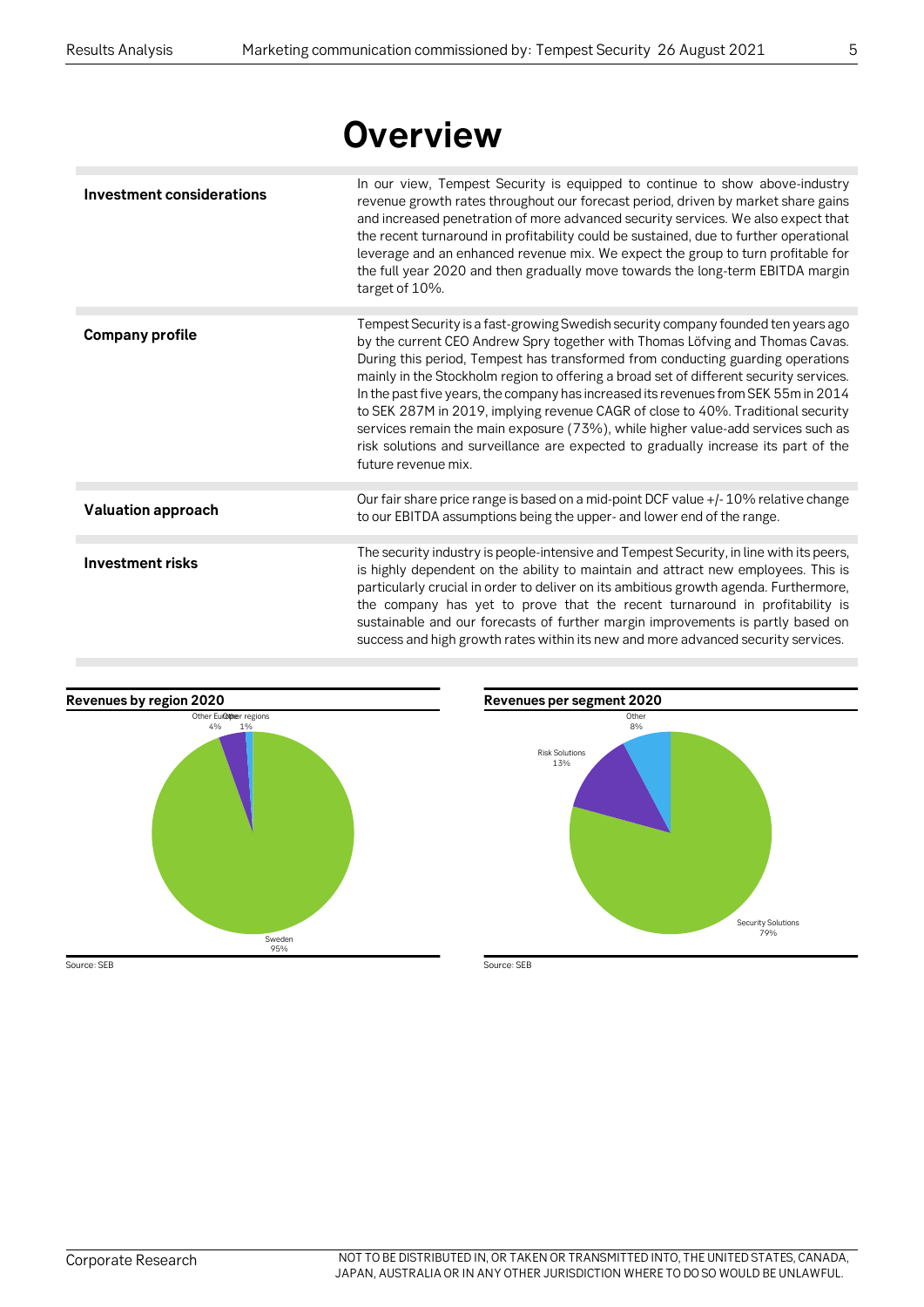# Overview

| | |
|---|---|
| **Investment considerations** | In our view, Tempest Security is equipped to continue to show above-industry revenue growth rates throughout our forecast period, driven by market share gains and increased penetration of more advanced security services. We also expect that the recent turnaround in profitability could be sustained, due to further operational leverage and an enhanced revenue mix. We expect the group to turn profitable for the full year 2020 and then gradually move towards the long-term EBITDA margin target of 10%. |
| **Company profile** | Tempest Security is a fast-growing Swedish security company founded ten years ago by the current CEO Andrew Spry together with Thomas Löfving and Thomas Cavas. During this period, Tempest has transformed from conducting guarding operations mainly in the Stockholm region to offering a broad set of different security services. In the past five years, the company has increased its revenues from SEK 55m in 2014 to SEK 287M in 2019, implying revenue CAGR of close to 40%. Traditional security services remain the main exposure (73%), while higher value-add services such as risk solutions and surveillance are expected to gradually increase its part of the future revenue mix. |
| **Valuation approach** | Our fair share price range is based on a mid-point DCF value +/- 10% relative change to our EBITDA assumptions being the upper- and lower end of the range. |
| **Investment risks** | The security industry is people-intensive and Tempest Security, in line with its peers, is highly dependent on the ability to maintain and attract new employees. This is particularly crucial in order to deliver on its ambitious growth agenda. Furthermore, the company has yet to prove that the recent turnaround in profitability is sustainable and our forecasts of further margin improvements is partly based on success and high growth rates within its new and more advanced security services. |

**Revenues by region 2020**

| Region | Share |
|---|---|
| Sweden | 95% |
| Other Europe | 4% |
| Other regions | 1% |

Source: SEB

**Revenues per segment 2020**

| Segment | Share |
|---|---|
| Security Solutions | 79% |
| Risk Solutions | 13% |
| Other | 8% |

Source: SEB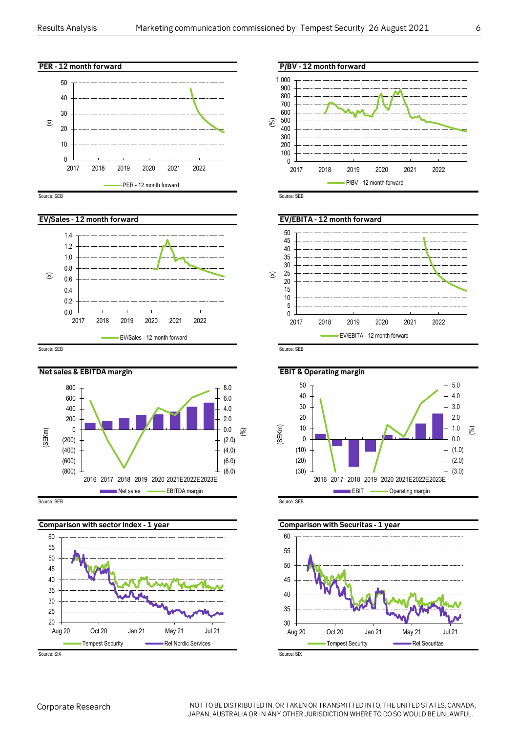## PER - 12 month forward

PER - 12 month forward

Source: SEB

## P/BV - 12 month forward

P/BV - 12 month forward

Source: SEB

## EV/Sales - 12 month forward

EV/Sales - 12 month forward

Source: SEB

## EV/EBITA - 12 month forward

EV/EBITA - 12 month forward

Source: SEB

## Net sales & EBITDA margin

Net sales | EBITDA margin

Source: SEB

## EBIT & Operating margin

EBIT | Operating margin

Source: SEB

## Comparison with sector index - 1 year

Tempest Security | Rel Nordic Services

Source: SIX

## Comparison with Securitas - 1 year

Tempest Security | Rel Securitas

Source: SIX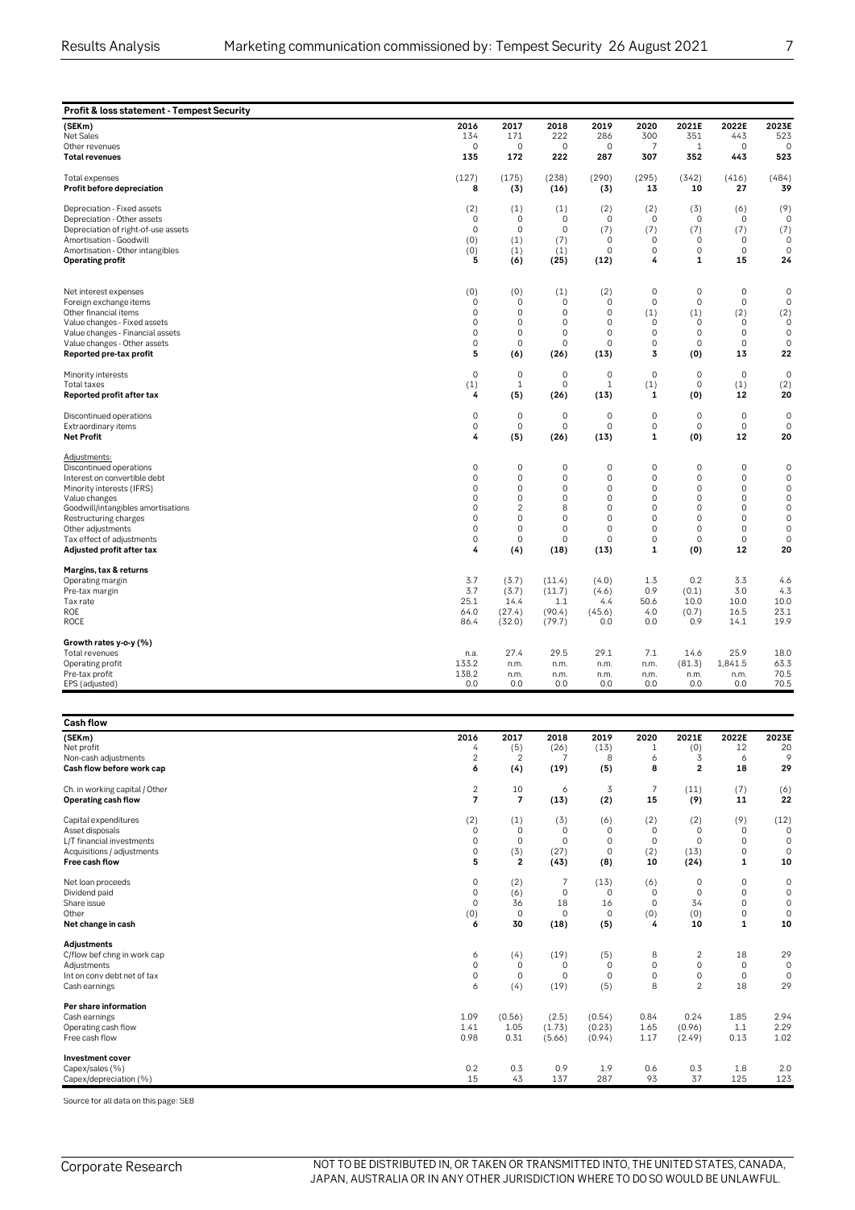**Profit & loss statement - Tempest Security**

| (SEKm) | 2016 | 2017 | 2018 | 2019 | 2020 | 2021E | 2022E | 2023E |
|---|---|---|---|---|---|---|---|---|
| Net Sales | 134 | 171 | 222 | 286 | 300 | 351 | 443 | 523 |
| Other revenues | 0 | 0 | 0 | 0 | 7 | 1 | 0 | 0 |
| **Total revenues** | **135** | **172** | **222** | **287** | **307** | **352** | **443** | **523** |
| | | | | | | | | |
| Total expenses | (127) | (175) | (238) | (290) | (295) | (342) | (416) | (484) |
| **Profit before depreciation** | **8** | **(3)** | **(16)** | **(3)** | **13** | **10** | **27** | **39** |
| | | | | | | | | |
| Depreciation - Fixed assets | (2) | (1) | (1) | (2) | (2) | (3) | (6) | (9) |
| Depreciation - Other assets | 0 | 0 | 0 | 0 | 0 | 0 | 0 | 0 |
| Depreciation of right-of-use assets | 0 | 0 | 0 | (7) | (7) | (7) | (7) | (7) |
| Amortisation - Goodwill | (0) | (1) | (7) | 0 | 0 | 0 | 0 | 0 |
| Amortisation - Other intangibles | (0) | (1) | (1) | 0 | 0 | 0 | 0 | 0 |
| **Operating profit** | **5** | **(6)** | **(25)** | **(12)** | **4** | **1** | **15** | **24** |
| | | | | | | | | |
| Net interest expenses | (0) | (0) | (1) | (2) | 0 | 0 | 0 | 0 |
| Foreign exchange items | 0 | 0 | 0 | 0 | 0 | 0 | 0 | 0 |
| Other financial items | 0 | 0 | 0 | 0 | (1) | (1) | (2) | (2) |
| Value changes - Fixed assets | 0 | 0 | 0 | 0 | 0 | 0 | 0 | 0 |
| Value changes - Financial assets | 0 | 0 | 0 | 0 | 0 | 0 | 0 | 0 |
| Value changes - Other assets | 0 | 0 | 0 | 0 | 0 | 0 | 0 | 0 |
| **Reported pre-tax profit** | **5** | **(6)** | **(26)** | **(13)** | **3** | **(0)** | **13** | **22** |
| | | | | | | | | |
| Minority interests | 0 | 0 | 0 | 0 | 0 | 0 | 0 | 0 |
| Total taxes | (1) | 1 | 0 | 1 | (1) | 0 | (1) | (2) |
| **Reported profit after tax** | **4** | **(5)** | **(26)** | **(13)** | **1** | **(0)** | **12** | **20** |
| | | | | | | | | |
| Discontinued operations | 0 | 0 | 0 | 0 | 0 | 0 | 0 | 0 |
| Extraordinary items | 0 | 0 | 0 | 0 | 0 | 0 | 0 | 0 |
| **Net Profit** | **4** | **(5)** | **(26)** | **(13)** | **1** | **(0)** | **12** | **20** |
| | | | | | | | | |
| Adjustments: | | | | | | | | |
| Discontinued operations | 0 | 0 | 0 | 0 | 0 | 0 | 0 | 0 |
| Interest on convertible debt | 0 | 0 | 0 | 0 | 0 | 0 | 0 | 0 |
| Minority interests (IFRS) | 0 | 0 | 0 | 0 | 0 | 0 | 0 | 0 |
| Value changes | 0 | 0 | 0 | 0 | 0 | 0 | 0 | 0 |
| Goodwill/intangibles amortisations | 0 | 2 | 8 | 0 | 0 | 0 | 0 | 0 |
| Restructuring charges | 0 | 0 | 0 | 0 | 0 | 0 | 0 | 0 |
| Other adjustments | 0 | 0 | 0 | 0 | 0 | 0 | 0 | 0 |
| Tax effect of adjustments | 0 | 0 | 0 | 0 | 0 | 0 | 0 | 0 |
| **Adjusted profit after tax** | **4** | **(4)** | **(18)** | **(13)** | **1** | **(0)** | **12** | **20** |
| | | | | | | | | |
| **Margins, tax & returns** | | | | | | | | |
| Operating margin | 3.7 | (3.7) | (11.4) | (4.0) | 1.3 | 0.2 | 3.3 | 4.6 |
| Pre-tax margin | 3.7 | (3.7) | (11.7) | (4.6) | 0.9 | (0.1) | 3.0 | 4.3 |
| Tax rate | 25.1 | 14.4 | 1.1 | 4.4 | 50.6 | 10.0 | 10.0 | 10.0 |
| ROE | 64.0 | (27.4) | (90.4) | (45.6) | 4.0 | (0.7) | 16.5 | 23.1 |
| ROCE | 86.4 | (32.0) | (79.7) | 0.0 | 0.0 | 0.9 | 14.1 | 19.9 |
| | | | | | | | | |
| **Growth rates y-o-y (%)** | | | | | | | | |
| Total revenues | n.a. | 27.4 | 29.5 | 29.1 | 7.1 | 14.6 | 25.9 | 18.0 |
| Operating profit | 133.2 | n.m. | n.m. | n.m. | n.m. | (81.3) | 1,841.5 | 63.3 |
| Pre-tax profit | 138.2 | n.m. | n.m. | n.m. | n.m. | n.m. | n.m. | 70.5 |
| EPS (adjusted) | 0.0 | 0.0 | 0.0 | 0.0 | 0.0 | 0.0 | 0.0 | 70.5 |

**Cash flow**

| (SEKm) | 2016 | 2017 | 2018 | 2019 | 2020 | 2021E | 2022E | 2023E |
|---|---|---|---|---|---|---|---|---|
| Net profit | 4 | (5) | (26) | (13) | 1 | (0) | 12 | 20 |
| Non-cash adjustments | 2 | 2 | 7 | 8 | 6 | 3 | 6 | 9 |
| **Cash flow before work cap** | **6** | **(4)** | **(19)** | **(5)** | **8** | **2** | **18** | **29** |
| | | | | | | | | |
| Ch. in working capital / Other | 2 | 10 | 6 | 3 | 7 | (11) | (7) | (6) |
| **Operating cash flow** | **7** | **7** | **(13)** | **(2)** | **15** | **(9)** | **11** | **22** |
| | | | | | | | | |
| Capital expenditures | (2) | (1) | (3) | (6) | (2) | (2) | (9) | (12) |
| Asset disposals | 0 | 0 | 0 | 0 | 0 | 0 | 0 | 0 |
| L/T financial investments | 0 | 0 | 0 | 0 | 0 | 0 | 0 | 0 |
| Acquisitions / adjustments | 0 | (3) | (27) | 0 | (2) | (13) | 0 | 0 |
| **Free cash flow** | **5** | **2** | **(43)** | **(8)** | **10** | **(24)** | **1** | **10** |
| | | | | | | | | |
| Net loan proceeds | 0 | (2) | 7 | (13) | (6) | 0 | 0 | 0 |
| Dividend paid | 0 | (6) | 0 | 0 | 0 | 0 | 0 | 0 |
| Share issue | 0 | 36 | 18 | 16 | 0 | 34 | 0 | 0 |
| Other | (0) | 0 | 0 | 0 | (0) | (0) | 0 | 0 |
| **Net change in cash** | **6** | **30** | **(18)** | **(5)** | **4** | **10** | **1** | **10** |
| | | | | | | | | |
| **Adjustments** | | | | | | | | |
| C/flow bef chng in work cap | 6 | (4) | (19) | (5) | 8 | 2 | 18 | 29 |
| Adjustments | 0 | 0 | 0 | 0 | 0 | 0 | 0 | 0 |
| Int on conv debt net of tax | 0 | 0 | 0 | 0 | 0 | 0 | 0 | 0 |
| Cash earnings | 6 | (4) | (19) | (5) | 8 | 2 | 18 | 29 |
| | | | | | | | | |
| **Per share information** | | | | | | | | |
| Cash earnings | 1.09 | (0.56) | (2.5) | (0.54) | 0.84 | 0.24 | 1.85 | 2.94 |
| Operating cash flow | 1.41 | 1.05 | (1.73) | (0.23) | 1.65 | (0.96) | 1.1 | 2.29 |
| Free cash flow | 0.98 | 0.31 | (5.66) | (0.94) | 1.17 | (2.49) | 0.13 | 1.02 |
| | | | | | | | | |
| **Investment cover** | | | | | | | | |
| Capex/sales (%) | 0.2 | 0.3 | 0.9 | 1.9 | 0.6 | 0.3 | 1.8 | 2.0 |
| Capex/depreciation (%) | 15 | 43 | 137 | 287 | 93 | 37 | 125 | 123 |

Source for all data on this page: SEB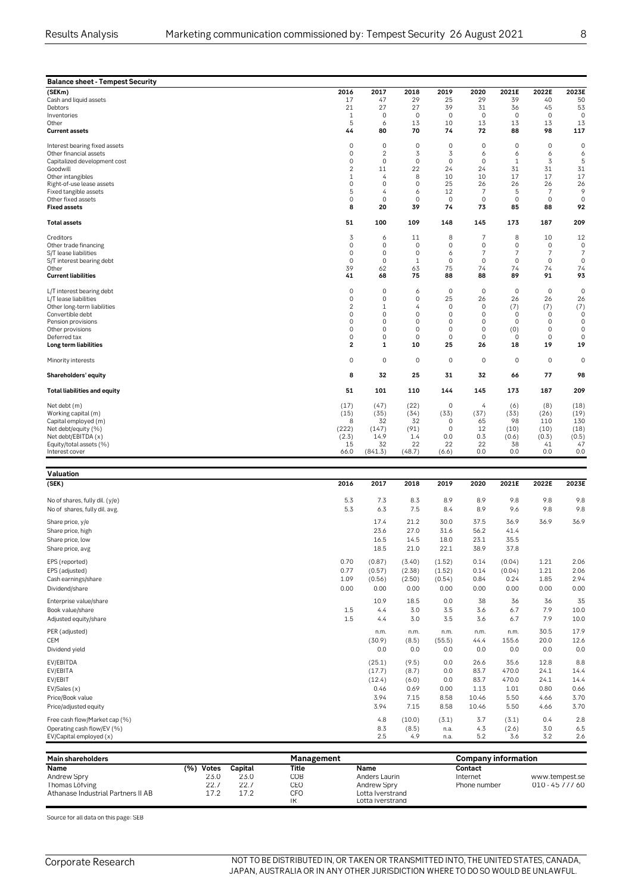**Balance sheet - Tempest Security**

| (SEKm) | 2016 | 2017 | 2018 | 2019 | 2020 | 2021E | 2022E | 2023E |
|---|---|---|---|---|---|---|---|---|
| Cash and liquid assets | 17 | 47 | 29 | 25 | 29 | 39 | 40 | 50 |
| Debtors | 21 | 27 | 27 | 39 | 31 | 36 | 45 | 53 |
| Inventories | 1 | 0 | 0 | 0 | 0 | 0 | 0 | 0 |
| Other | 5 | 6 | 13 | 10 | 13 | 13 | 13 | 13 |
| **Current assets** | **44** | **80** | **70** | **74** | **72** | **88** | **98** | **117** |
| Interest bearing fixed assets | 0 | 0 | 0 | 0 | 0 | 0 | 0 | 0 |
| Other financial assets | 0 | 2 | 3 | 3 | 6 | 6 | 6 | 6 |
| Capitalized development cost | 0 | 0 | 0 | 0 | 0 | 1 | 3 | 5 |
| Goodwill | 2 | 11 | 22 | 24 | 24 | 31 | 31 | 31 |
| Other intangibles | 1 | 4 | 8 | 10 | 10 | 17 | 17 | 17 |
| Right-of-use lease assets | 0 | 0 | 0 | 25 | 26 | 26 | 26 | 26 |
| Fixed tangible assets | 5 | 4 | 6 | 12 | 7 | 5 | 7 | 9 |
| Other fixed assets | 0 | 0 | 0 | 0 | 0 | 0 | 0 | 0 |
| **Fixed assets** | **8** | **20** | **39** | **74** | **73** | **85** | **88** | **92** |
| **Total assets** | **51** | **100** | **109** | **148** | **145** | **173** | **187** | **209** |
| Creditors | 3 | 6 | 11 | 8 | 7 | 8 | 10 | 12 |
| Other trade financing | 0 | 0 | 0 | 0 | 0 | 0 | 0 | 0 |
| S/T lease liabilities | 0 | 0 | 0 | 6 | 7 | 7 | 7 | 7 |
| S/T interest bearing debt | 0 | 0 | 1 | 0 | 0 | 0 | 0 | 0 |
| Other | 39 | 62 | 63 | 75 | 74 | 74 | 74 | 74 |
| **Current liabilities** | **41** | **68** | **75** | **88** | **88** | **89** | **91** | **93** |
| L/T interest bearing debt | 0 | 0 | 6 | 0 | 0 | 0 | 0 | 0 |
| L/T lease liabilities | 0 | 0 | 0 | 25 | 26 | 26 | 26 | 26 |
| Other long-term liabilities | 2 | 1 | 4 | 0 | 0 | (7) | (7) | (7) |
| Convertible debt | 0 | 0 | 0 | 0 | 0 | 0 | 0 | 0 |
| Pension provisions | 0 | 0 | 0 | 0 | 0 | 0 | 0 | 0 |
| Other provisions | 0 | 0 | 0 | 0 | 0 | (0) | 0 | 0 |
| Deferred tax | 0 | 0 | 0 | 0 | 0 | 0 | 0 | 0 |
| **Long term liabilities** | **2** | **1** | **10** | **25** | **26** | **18** | **19** | **19** |
| Minority interests | 0 | 0 | 0 | 0 | 0 | 0 | 0 | 0 |
| **Shareholders' equity** | **8** | **32** | **25** | **31** | **32** | **66** | **77** | **98** |
| **Total liabilities and equity** | **51** | **101** | **110** | **144** | **145** | **173** | **187** | **209** |
| Net debt (m) | (17) | (47) | (22) | 0 | 4 | (6) | (8) | (18) |
| Working capital (m) | (15) | (35) | (34) | (33) | (37) | (33) | (26) | (19) |
| Capital employed (m) | 8 | 32 | 32 | 0 | 65 | 98 | 110 | 130 |
| Net debt/equity (%) | (222) | (147) | (91) | 0 | 12 | (10) | (10) | (18) |
| Net debt/EBITDA (x) | (2.3) | 14.9 | 1.4 | 0.0 | 0.3 | (0.6) | (0.3) | (0.5) |
| Equity/total assets (%) | 15 | 32 | 22 | 22 | 22 | 38 | 41 | 47 |
| Interest cover | 66.0 | (841.3) | (48.7) | (6.6) | 0.0 | 0.0 | 0.0 | 0.0 |

**Valuation**

| (SEK) | 2016 | 2017 | 2018 | 2019 | 2020 | 2021E | 2022E | 2023E |
|---|---|---|---|---|---|---|---|---|
| No of shares, fully dil. (y/e) | 5.3 | 7.3 | 8.3 | 8.9 | 8.9 | 9.8 | 9.8 | 9.8 |
| No of shares, fully dil. avg. | 5.3 | 6.3 | 7.5 | 8.4 | 8.9 | 9.6 | 9.8 | 9.8 |
| Share price, y/e | | 17.4 | 21.2 | 30.0 | 37.5 | 36.9 | 36.9 | 36.9 |
| Share price, high | | 23.6 | 27.0 | 31.6 | 56.2 | 41.4 | | |
| Share price, low | | 16.5 | 14.5 | 18.0 | 23.1 | 35.5 | | |
| Share price, avg | | 18.5 | 21.0 | 22.1 | 38.9 | 37.8 | | |
| EPS (reported) | 0.70 | (0.87) | (3.40) | (1.52) | 0.14 | (0.04) | 1.21 | 2.06 |
| EPS (adjusted) | 0.77 | (0.57) | (2.38) | (1.52) | 0.14 | (0.04) | 1.21 | 2.06 |
| Cash earnings/share | 1.09 | (0.56) | (2.50) | (0.54) | 0.84 | 0.24 | 1.85 | 2.94 |
| Dividend/share | 0.00 | 0.00 | 0.00 | 0.00 | 0.00 | 0.00 | 0.00 | 0.00 |
| Enterprise value/share | | 10.9 | 18.5 | 0.0 | 38 | 36 | 36 | 35 |
| Book value/share | 1.5 | 4.4 | 3.0 | 3.5 | 3.6 | 6.7 | 7.9 | 10.0 |
| Adjusted equity/share | 1.5 | 4.4 | 3.0 | 3.5 | 3.6 | 6.7 | 7.9 | 10.0 |
| PER (adjusted) | | n.m. | n.m. | n.m. | n.m. | n.m. | 30.5 | 17.9 |
| CEM | | (30.9) | (8.5) | (55.5) | 44.4 | 155.6 | 20.0 | 12.6 |
| Dividend yield | | 0.0 | 0.0 | 0.0 | 0.0 | 0.0 | 0.0 | 0.0 |
| EV/EBITDA | | (25.1) | (9.5) | 0.0 | 26.6 | 35.6 | 12.8 | 8.8 |
| EV/EBITA | | (17.7) | (8.7) | 0.0 | 83.7 | 470.0 | 24.1 | 14.4 |
| EV/EBIT | | (12.4) | (6.0) | 0.0 | 83.7 | 470.0 | 24.1 | 14.4 |
| EV/Sales (x) | | 0.46 | 0.69 | 0.00 | 1.13 | 1.01 | 0.80 | 0.66 |
| Price/Book value | | 3.94 | 7.15 | 8.58 | 10.46 | 5.50 | 4.66 | 3.70 |
| Price/adjusted equity | | 3.94 | 7.15 | 8.58 | 10.46 | 5.50 | 4.66 | 3.70 |
| Free cash flow/Market cap (%) | | 4.8 | (10.0) | (3.1) | 3.7 | (3.1) | 0.4 | 2.8 |
| Operating cash flow/EV (%) | | 8.3 | (8.5) | n.a. | 4.3 | (2.6) | 3.0 | 6.5 |
| EV/Capital employed (x) | | 2.5 | 4.9 | n.a. | 5.2 | 3.6 | 3.2 | 2.6 |

**Main shareholders**

| Name | (%) Votes | Capital |
|---|---|---|
| Andrew Spry | 23.0 | 23.0 |
| Thomas Lötving | 22.7 | 22.7 |
| Athanase Industrial Partners II AB | 17.2 | 17.2 |

**Management**

| Title | Name |
|---|---|
| COB | Anders Laurin |
| CEO | Andrew Spry |
| CFO | Lotta Iverstrand |
| IR | Lotta Iverstrand |

**Company information**

| Contact | |
|---|---|
| Internet | www.tempest.se |
| Phone number | 010 - 45 777 60 |

Source for all data on this page: SEB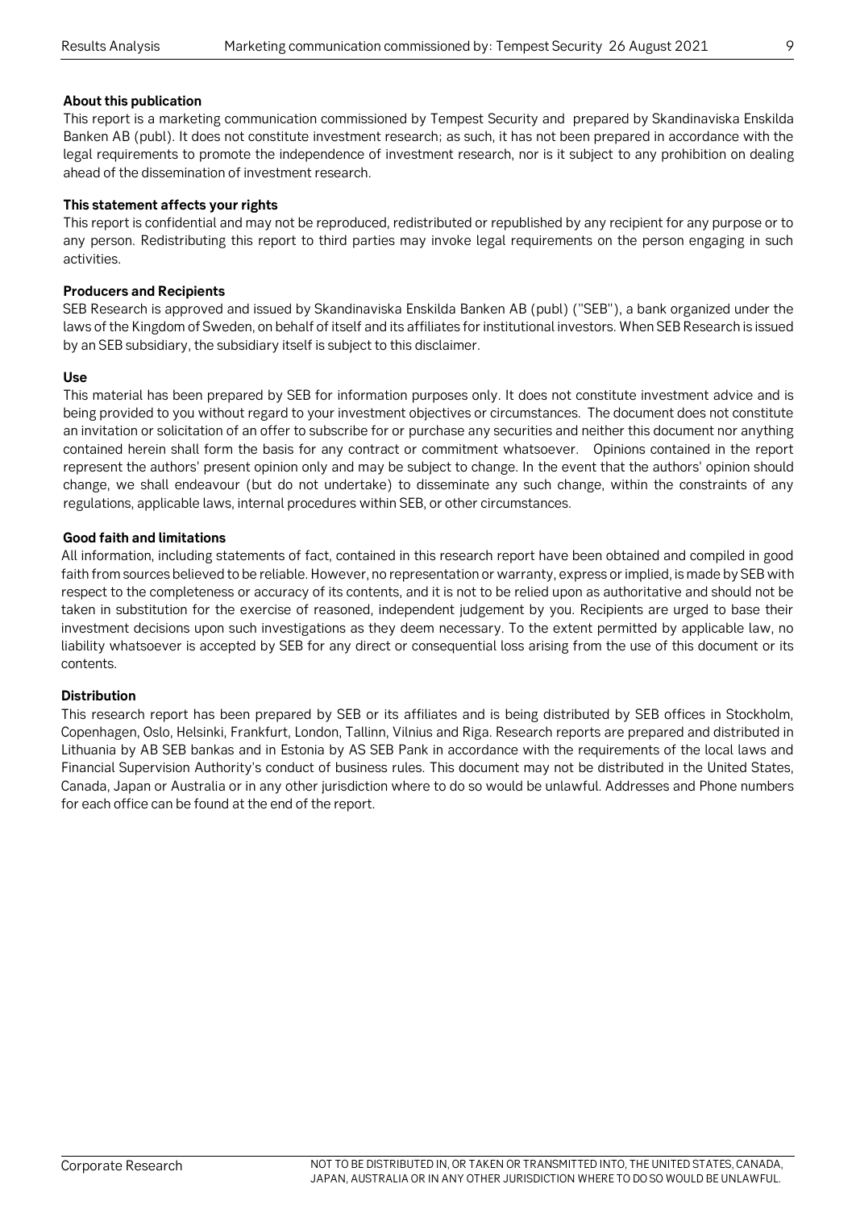**About this publication**

This report is a marketing communication commissioned by Tempest Security and prepared by Skandinaviska Enskilda Banken AB (publ). It does not constitute investment research; as such, it has not been prepared in accordance with the legal requirements to promote the independence of investment research, nor is it subject to any prohibition on dealing ahead of the dissemination of investment research.

**This statement affects your rights**

This report is confidential and may not be reproduced, redistributed or republished by any recipient for any purpose or to any person. Redistributing this report to third parties may invoke legal requirements on the person engaging in such activities.

**Producers and Recipients**

SEB Research is approved and issued by Skandinaviska Enskilda Banken AB (publ) ("SEB"), a bank organized under the laws of the Kingdom of Sweden, on behalf of itself and its affiliates for institutional investors. When SEB Research is issued by an SEB subsidiary, the subsidiary itself is subject to this disclaimer.

**Use**

This material has been prepared by SEB for information purposes only. It does not constitute investment advice and is being provided to you without regard to your investment objectives or circumstances. The document does not constitute an invitation or solicitation of an offer to subscribe for or purchase any securities and neither this document nor anything contained herein shall form the basis for any contract or commitment whatsoever. Opinions contained in the report represent the authors' present opinion only and may be subject to change. In the event that the authors' opinion should change, we shall endeavour (but do not undertake) to disseminate any such change, within the constraints of any regulations, applicable laws, internal procedures within SEB, or other circumstances.

**Good faith and limitations**

All information, including statements of fact, contained in this research report have been obtained and compiled in good faith from sources believed to be reliable. However, no representation or warranty, express or implied, is made by SEB with respect to the completeness or accuracy of its contents, and it is not to be relied upon as authoritative and should not be taken in substitution for the exercise of reasoned, independent judgement by you. Recipients are urged to base their investment decisions upon such investigations as they deem necessary. To the extent permitted by applicable law, no liability whatsoever is accepted by SEB for any direct or consequential loss arising from the use of this document or its contents.

**Distribution**

This research report has been prepared by SEB or its affiliates and is being distributed by SEB offices in Stockholm, Copenhagen, Oslo, Helsinki, Frankfurt, London, Tallinn, Vilnius and Riga. Research reports are prepared and distributed in Lithuania by AB SEB bankas and in Estonia by AS SEB Pank in accordance with the requirements of the local laws and Financial Supervision Authority's conduct of business rules. This document may not be distributed in the United States, Canada, Japan or Australia or in any other jurisdiction where to do so would be unlawful. Addresses and Phone numbers for each office can be found at the end of the report.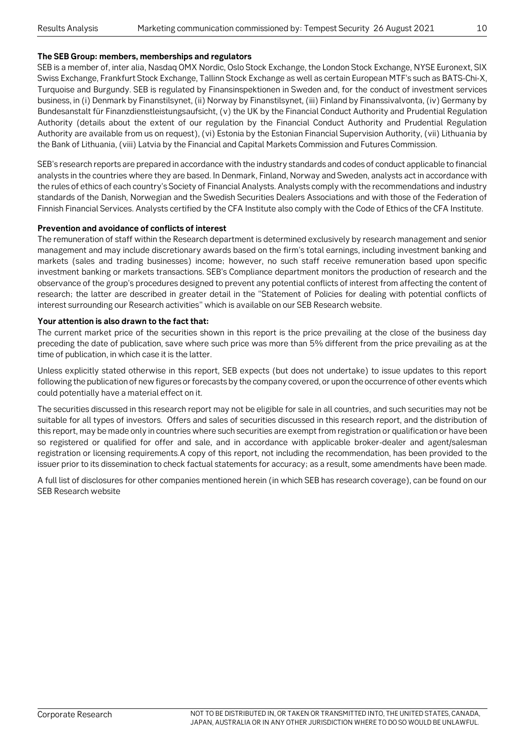**The SEB Group: members, memberships and regulators**

SEB is a member of, inter alia, Nasdaq OMX Nordic, Oslo Stock Exchange, the London Stock Exchange, NYSE Euronext, SIX Swiss Exchange, Frankfurt Stock Exchange, Tallinn Stock Exchange as well as certain European MTF's such as BATS-Chi-X, Turquoise and Burgundy. SEB is regulated by Finansinspektionen in Sweden and, for the conduct of investment services business, in (i) Denmark by Finanstilsynet, (ii) Norway by Finanstilsynet, (iii) Finland by Finanssivalvonta, (iv) Germany by Bundesanstalt für Finanzdienstleistungsaufsicht, (v) the UK by the Financial Conduct Authority and Prudential Regulation Authority (details about the extent of our regulation by the Financial Conduct Authority and Prudential Regulation Authority are available from us on request), (vi) Estonia by the Estonian Financial Supervision Authority, (vii) Lithuania by the Bank of Lithuania, (viii) Latvia by the Financial and Capital Markets Commission and Futures Commission.

SEB's research reports are prepared in accordance with the industry standards and codes of conduct applicable to financial analysts in the countries where they are based. In Denmark, Finland, Norway and Sweden, analysts act in accordance with the rules of ethics of each country's Society of Financial Analysts. Analysts comply with the recommendations and industry standards of the Danish, Norwegian and the Swedish Securities Dealers Associations and with those of the Federation of Finnish Financial Services. Analysts certified by the CFA Institute also comply with the Code of Ethics of the CFA Institute.

**Prevention and avoidance of conflicts of interest**

The remuneration of staff within the Research department is determined exclusively by research management and senior management and may include discretionary awards based on the firm's total earnings, including investment banking and markets (sales and trading businesses) income; however, no such staff receive remuneration based upon specific investment banking or markets transactions. SEB's Compliance department monitors the production of research and the observance of the group's procedures designed to prevent any potential conflicts of interest from affecting the content of research; the latter are described in greater detail in the "Statement of Policies for dealing with potential conflicts of interest surrounding our Research activities" which is available on our SEB Research website.

**Your attention is also drawn to the fact that:**

The current market price of the securities shown in this report is the price prevailing at the close of the business day preceding the date of publication, save where such price was more than 5% different from the price prevailing as at the time of publication, in which case it is the latter.

Unless explicitly stated otherwise in this report, SEB expects (but does not undertake) to issue updates to this report following the publication of new figures or forecasts by the company covered, or upon the occurrence of other events which could potentially have a material effect on it.

The securities discussed in this research report may not be eligible for sale in all countries, and such securities may not be suitable for all types of investors. Offers and sales of securities discussed in this research report, and the distribution of this report, may be made only in countries where such securities are exempt from registration or qualification or have been so registered or qualified for offer and sale, and in accordance with applicable broker-dealer and agent/salesman registration or licensing requirements.A copy of this report, not including the recommendation, has been provided to the issuer prior to its dissemination to check factual statements for accuracy; as a result, some amendments have been made.

A full list of disclosures for other companies mentioned herein (in which SEB has research coverage), can be found on our SEB Research website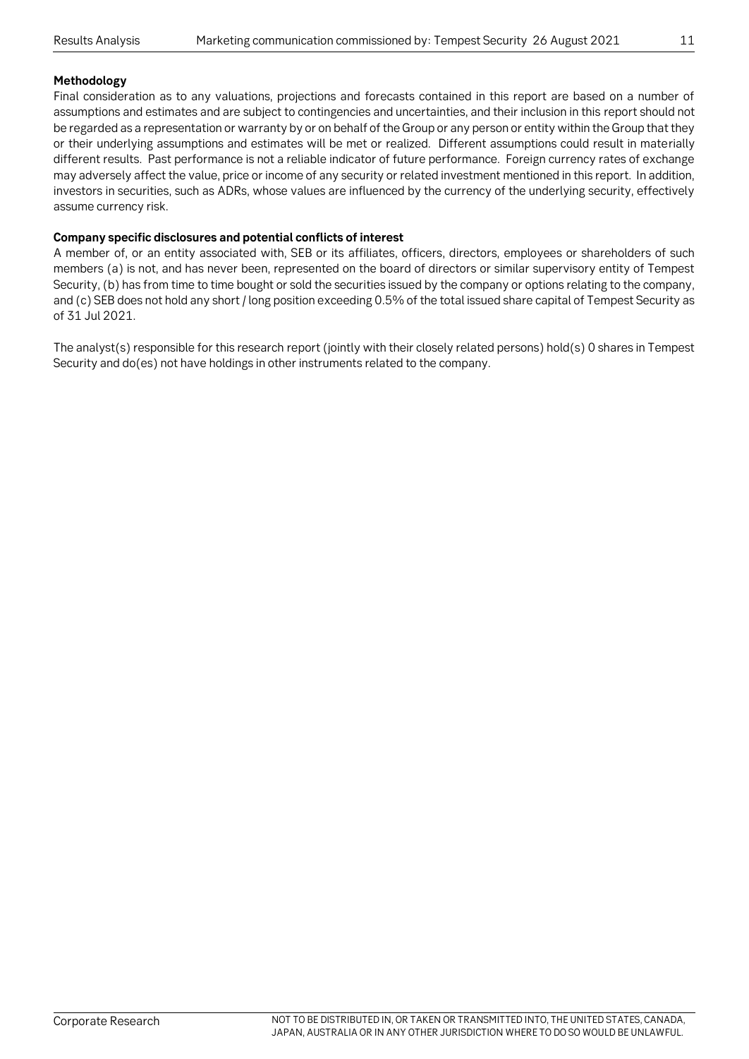**Methodology**

Final consideration as to any valuations, projections and forecasts contained in this report are based on a number of assumptions and estimates and are subject to contingencies and uncertainties, and their inclusion in this report should not be regarded as a representation or warranty by or on behalf of the Group or any person or entity within the Group that they or their underlying assumptions and estimates will be met or realized. Different assumptions could result in materially different results. Past performance is not a reliable indicator of future performance. Foreign currency rates of exchange may adversely affect the value, price or income of any security or related investment mentioned in this report. In addition, investors in securities, such as ADRs, whose values are influenced by the currency of the underlying security, effectively assume currency risk.

**Company specific disclosures and potential conflicts of interest**

A member of, or an entity associated with, SEB or its affiliates, officers, directors, employees or shareholders of such members (a) is not, and has never been, represented on the board of directors or similar supervisory entity of Tempest Security, (b) has from time to time bought or sold the securities issued by the company or options relating to the company, and (c) SEB does not hold any short / long position exceeding 0.5% of the total issued share capital of Tempest Security as of 31 Jul 2021.

The analyst(s) responsible for this research report (jointly with their closely related persons) hold(s) 0 shares in Tempest Security and do(es) not have holdings in other instruments related to the company.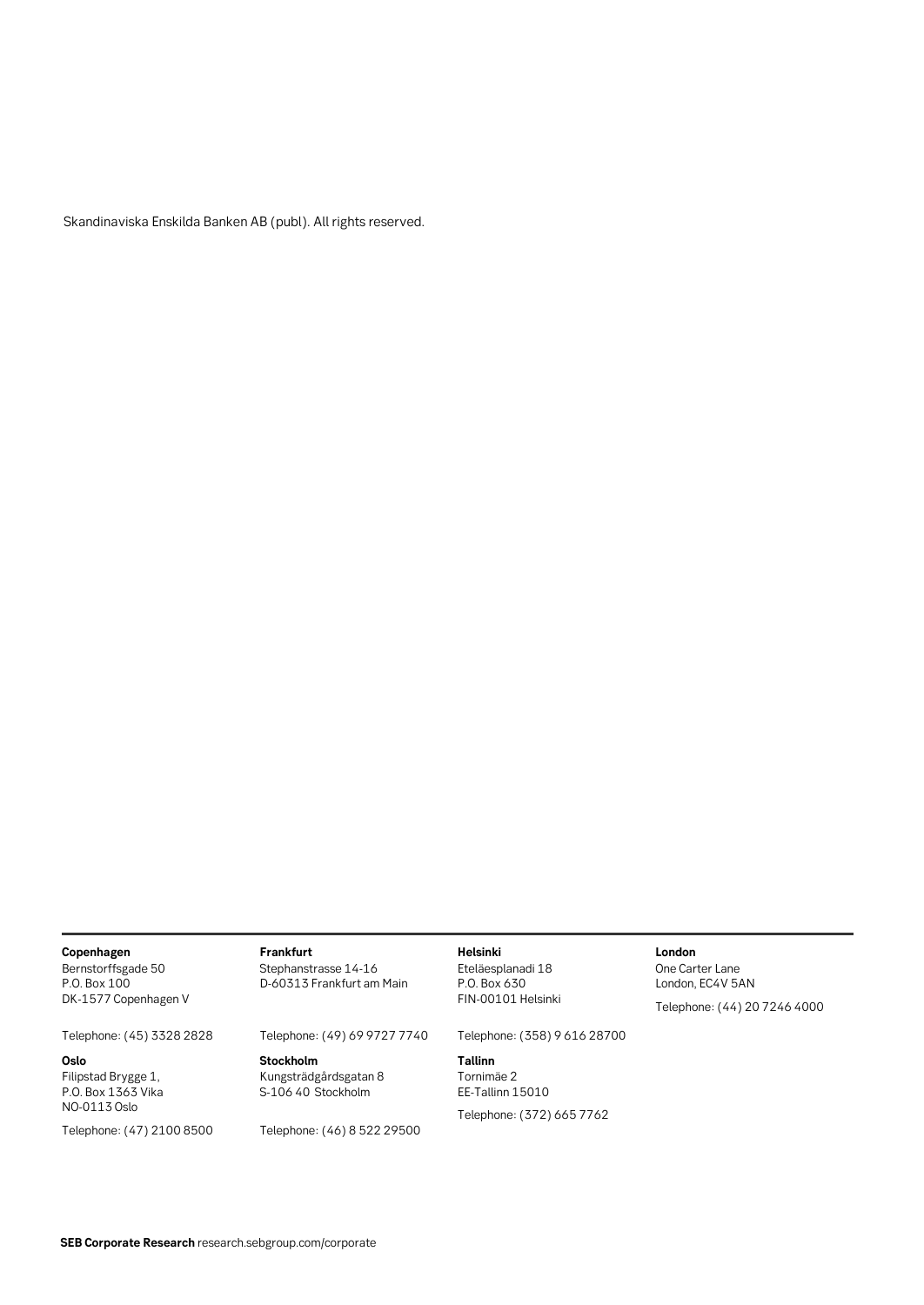Skandinaviska Enskilda Banken AB (publ). All rights reserved.

**Copenhagen**
Bernstorffsgade 50
P.O. Box 100
DK-1577 Copenhagen V

Telephone: (45) 3328 2828

**Frankfurt**
Stephanstrasse 14-16
D-60313 Frankfurt am Main

Telephone: (49) 69 9727 7740

**Helsinki**
Eteläesplanadi 18
P.O. Box 630
FIN-00101 Helsinki

Telephone: (358) 9 616 28700

**London**
One Carter Lane
London, EC4V 5AN

Telephone: (44) 20 7246 4000

**Oslo**
Filipstad Brygge 1,
P.O. Box 1363 Vika
NO-0113 Oslo

Telephone: (47) 2100 8500

**Stockholm**
Kungsträdgårdsgatan 8
S-106 40 Stockholm

Telephone: (46) 8 522 29500

**Tallinn**
Tornimäe 2
EE-Tallinn 15010

Telephone: (372) 665 7762

**SEB Corporate Research** research.sebgroup.com/corporate